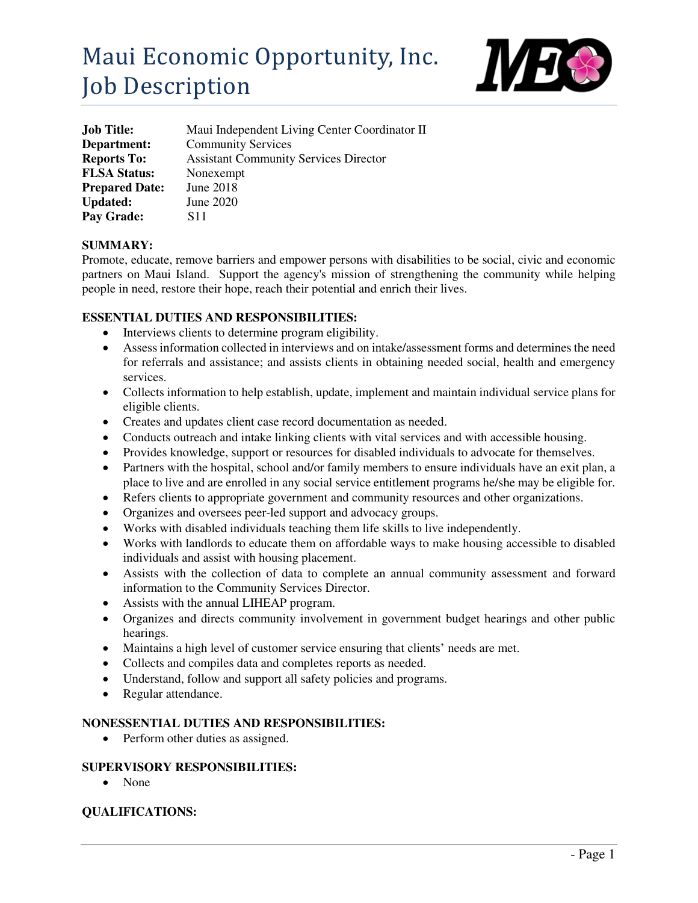# Maui Economic Opportunity, Inc.
# Job Description

**Job Title:** Maui Independent Living Center Coordinator II
**Department:** Community Services
**Reports To:** Assistant Community Services Director
**FLSA Status:** Nonexempt
**Prepared Date:** June 2018
**Updated:** June 2020
**Pay Grade:** S11

**SUMMARY:**

Promote, educate, remove barriers and empower persons with disabilities to be social, civic and economic partners on Maui Island. Support the agency's mission of strengthening the community while helping people in need, restore their hope, reach their potential and enrich their lives.

**ESSENTIAL DUTIES AND RESPONSIBILITIES:**

- Interviews clients to determine program eligibility.
- Assess information collected in interviews and on intake/assessment forms and determines the need for referrals and assistance; and assists clients in obtaining needed social, health and emergency services.
- Collects information to help establish, update, implement and maintain individual service plans for eligible clients.
- Creates and updates client case record documentation as needed.
- Conducts outreach and intake linking clients with vital services and with accessible housing.
- Provides knowledge, support or resources for disabled individuals to advocate for themselves.
- Partners with the hospital, school and/or family members to ensure individuals have an exit plan, a place to live and are enrolled in any social service entitlement programs he/she may be eligible for.
- Refers clients to appropriate government and community resources and other organizations.
- Organizes and oversees peer-led support and advocacy groups.
- Works with disabled individuals teaching them life skills to live independently.
- Works with landlords to educate them on affordable ways to make housing accessible to disabled individuals and assist with housing placement.
- Assists with the collection of data to complete an annual community assessment and forward information to the Community Services Director.
- Assists with the annual LIHEAP program.
- Organizes and directs community involvement in government budget hearings and other public hearings.
- Maintains a high level of customer service ensuring that clients' needs are met.
- Collects and compiles data and completes reports as needed.
- Understand, follow and support all safety policies and programs.
- Regular attendance.

**NONESSENTIAL DUTIES AND RESPONSIBILITIES:**

- Perform other duties as assigned.

**SUPERVISORY RESPONSIBILITIES:**

- None

**QUALIFICATIONS:**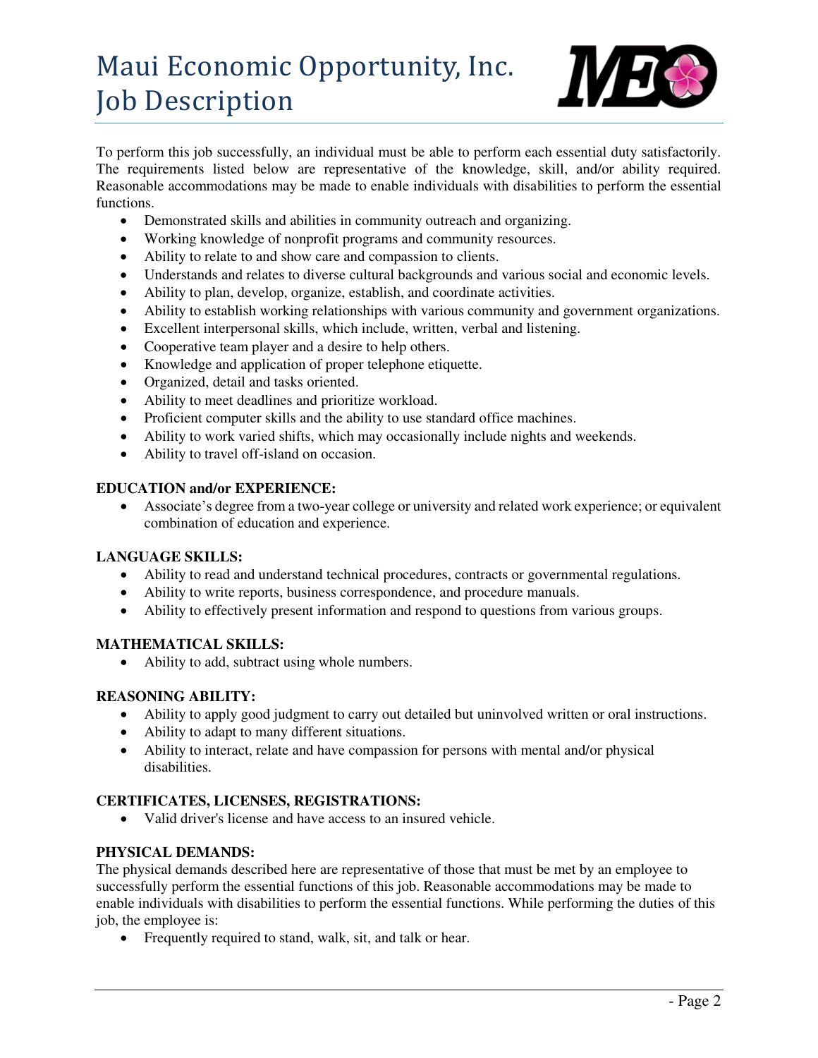To perform this job successfully, an individual must be able to perform each essential duty satisfactorily. The requirements listed below are representative of the knowledge, skill, and/or ability required. Reasonable accommodations may be made to enable individuals with disabilities to perform the essential functions.

- Demonstrated skills and abilities in community outreach and organizing.
- Working knowledge of nonprofit programs and community resources.
- Ability to relate to and show care and compassion to clients.
- Understands and relates to diverse cultural backgrounds and various social and economic levels.
- Ability to plan, develop, organize, establish, and coordinate activities.
- Ability to establish working relationships with various community and government organizations.
- Excellent interpersonal skills, which include, written, verbal and listening.
- Cooperative team player and a desire to help others.
- Knowledge and application of proper telephone etiquette.
- Organized, detail and tasks oriented.
- Ability to meet deadlines and prioritize workload.
- Proficient computer skills and the ability to use standard office machines.
- Ability to work varied shifts, which may occasionally include nights and weekends.
- Ability to travel off-island on occasion.

**EDUCATION and/or EXPERIENCE:**

- Associate's degree from a two-year college or university and related work experience; or equivalent combination of education and experience.

**LANGUAGE SKILLS:**

- Ability to read and understand technical procedures, contracts or governmental regulations.
- Ability to write reports, business correspondence, and procedure manuals.
- Ability to effectively present information and respond to questions from various groups.

**MATHEMATICAL SKILLS:**

- Ability to add, subtract using whole numbers.

**REASONING ABILITY:**

- Ability to apply good judgment to carry out detailed but uninvolved written or oral instructions.
- Ability to adapt to many different situations.
- Ability to interact, relate and have compassion for persons with mental and/or physical disabilities.

**CERTIFICATES, LICENSES, REGISTRATIONS:**

- Valid driver's license and have access to an insured vehicle.

**PHYSICAL DEMANDS:**

The physical demands described here are representative of those that must be met by an employee to successfully perform the essential functions of this job. Reasonable accommodations may be made to enable individuals with disabilities to perform the essential functions. While performing the duties of this job, the employee is:

- Frequently required to stand, walk, sit, and talk or hear.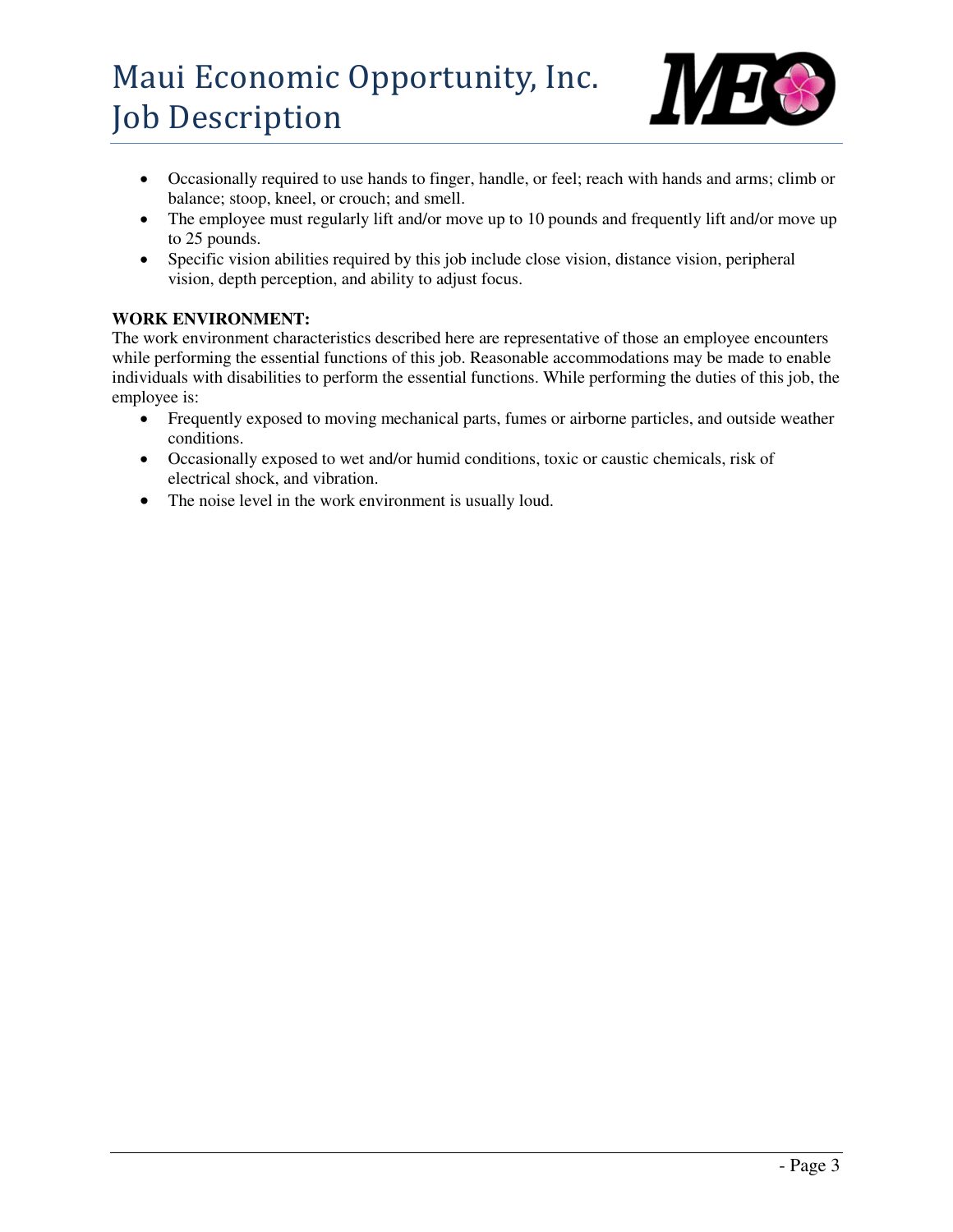- Occasionally required to use hands to finger, handle, or feel; reach with hands and arms; climb or balance; stoop, kneel, or crouch; and smell.
- The employee must regularly lift and/or move up to 10 pounds and frequently lift and/or move up to 25 pounds.
- Specific vision abilities required by this job include close vision, distance vision, peripheral vision, depth perception, and ability to adjust focus.

**WORK ENVIRONMENT:**

The work environment characteristics described here are representative of those an employee encounters while performing the essential functions of this job. Reasonable accommodations may be made to enable individuals with disabilities to perform the essential functions. While performing the duties of this job, the employee is:

- Frequently exposed to moving mechanical parts, fumes or airborne particles, and outside weather conditions.
- Occasionally exposed to wet and/or humid conditions, toxic or caustic chemicals, risk of electrical shock, and vibration.
- The noise level in the work environment is usually loud.